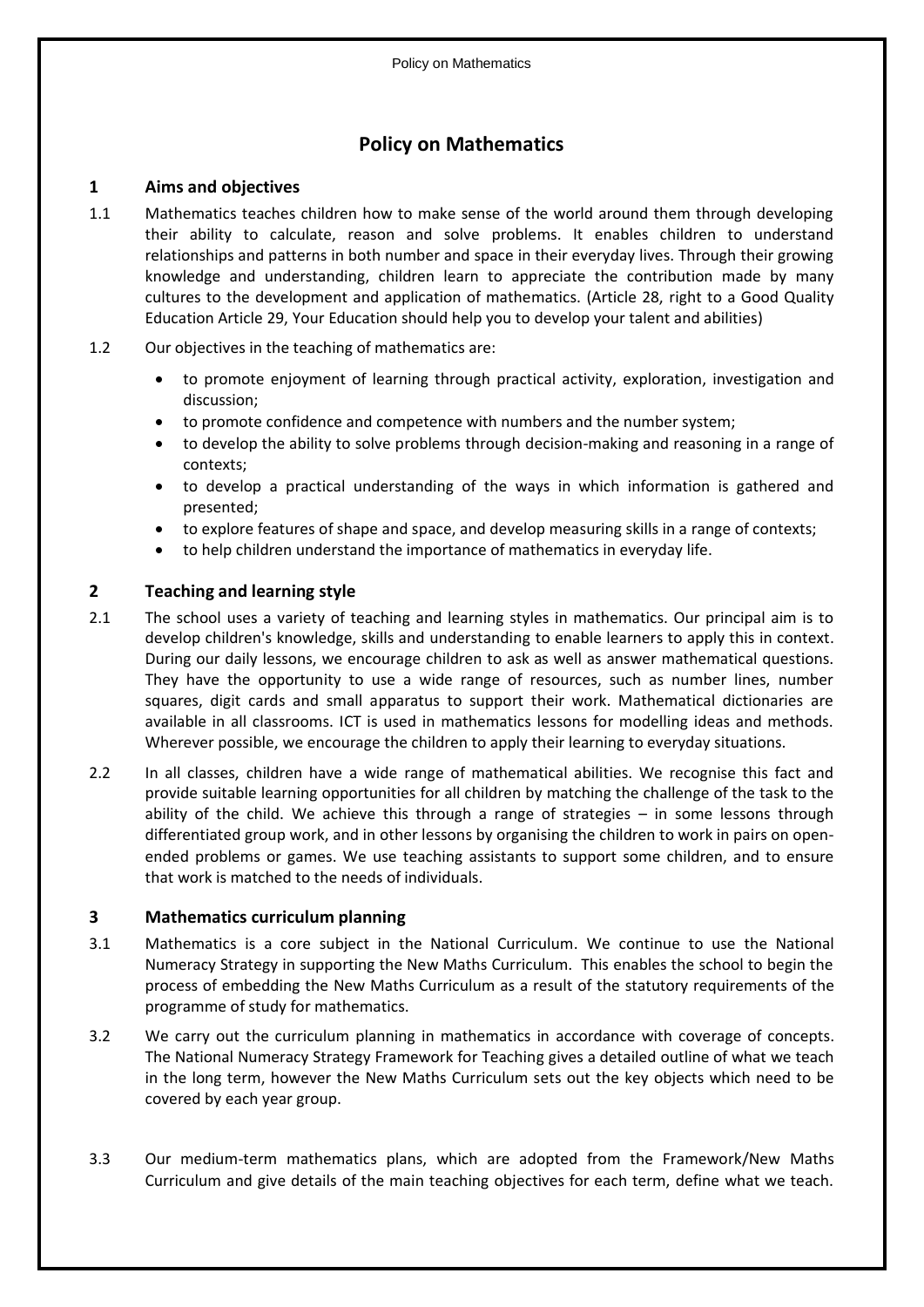# Policy on Mathematics

## 1 Aims and objectives

1.1 Mathematics teaches children how to make sense of the world around them through developing their ability to calculate, reason and solve problems. It enables children to understand relationships and patterns in both number and space in their everyday lives. Through their growing knowledge and understanding, children learn to appreciate the contribution made by many cultures to the development and application of mathematics. (Article 28, right to a Good Quality Education Article 29, Your Education should help you to develop your talent and abilities)

1.2 Our objectives in the teaching of mathematics are:

- to promote enjoyment of learning through practical activity, exploration, investigation and discussion;
- to promote confidence and competence with numbers and the number system;
- to develop the ability to solve problems through decision-making and reasoning in a range of contexts;
- to develop a practical understanding of the ways in which information is gathered and presented;
- to explore features of shape and space, and develop measuring skills in a range of contexts;
- to help children understand the importance of mathematics in everyday life.

## 2 Teaching and learning style

2.1 The school uses a variety of teaching and learning styles in mathematics. Our principal aim is to develop children's knowledge, skills and understanding to enable learners to apply this in context. During our daily lessons, we encourage children to ask as well as answer mathematical questions. They have the opportunity to use a wide range of resources, such as number lines, number squares, digit cards and small apparatus to support their work. Mathematical dictionaries are available in all classrooms. ICT is used in mathematics lessons for modelling ideas and methods. Wherever possible, we encourage the children to apply their learning to everyday situations.

2.2 In all classes, children have a wide range of mathematical abilities. We recognise this fact and provide suitable learning opportunities for all children by matching the challenge of the task to the ability of the child. We achieve this through a range of strategies – in some lessons through differentiated group work, and in other lessons by organising the children to work in pairs on open-ended problems or games. We use teaching assistants to support some children, and to ensure that work is matched to the needs of individuals.

## 3 Mathematics curriculum planning

3.1 Mathematics is a core subject in the National Curriculum. We continue to use the National Numeracy Strategy in supporting the New Maths Curriculum. This enables the school to begin the process of embedding the New Maths Curriculum as a result of the statutory requirements of the programme of study for mathematics.

3.2 We carry out the curriculum planning in mathematics in accordance with coverage of concepts. The National Numeracy Strategy Framework for Teaching gives a detailed outline of what we teach in the long term, however the New Maths Curriculum sets out the key objects which need to be covered by each year group.

3.3 Our medium-term mathematics plans, which are adopted from the Framework/New Maths Curriculum and give details of the main teaching objectives for each term, define what we teach.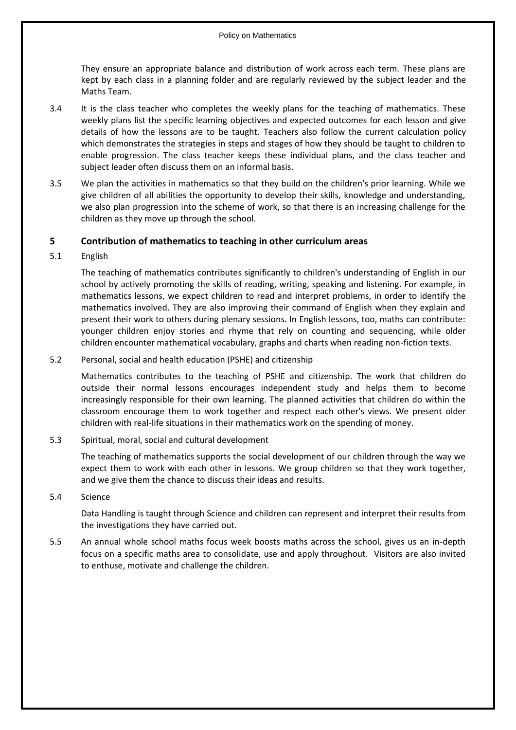They ensure an appropriate balance and distribution of work across each term. These plans are kept by each class in a planning folder and are regularly reviewed by the subject leader and the Maths Team.

3.4 It is the class teacher who completes the weekly plans for the teaching of mathematics. These weekly plans list the specific learning objectives and expected outcomes for each lesson and give details of how the lessons are to be taught. Teachers also follow the current calculation policy which demonstrates the strategies in steps and stages of how they should be taught to children to enable progression. The class teacher keeps these individual plans, and the class teacher and subject leader often discuss them on an informal basis.

3.5 We plan the activities in mathematics so that they build on the children's prior learning. While we give children of all abilities the opportunity to develop their skills, knowledge and understanding, we also plan progression into the scheme of work, so that there is an increasing challenge for the children as they move up through the school.

## 5 Contribution of mathematics to teaching in other curriculum areas

5.1 English

The teaching of mathematics contributes significantly to children's understanding of English in our school by actively promoting the skills of reading, writing, speaking and listening. For example, in mathematics lessons, we expect children to read and interpret problems, in order to identify the mathematics involved. They are also improving their command of English when they explain and present their work to others during plenary sessions. In English lessons, too, maths can contribute: younger children enjoy stories and rhyme that rely on counting and sequencing, while older children encounter mathematical vocabulary, graphs and charts when reading non-fiction texts.

5.2 Personal, social and health education (PSHE) and citizenship

Mathematics contributes to the teaching of PSHE and citizenship. The work that children do outside their normal lessons encourages independent study and helps them to become increasingly responsible for their own learning. The planned activities that children do within the classroom encourage them to work together and respect each other's views. We present older children with real-life situations in their mathematics work on the spending of money.

5.3 Spiritual, moral, social and cultural development

The teaching of mathematics supports the social development of our children through the way we expect them to work with each other in lessons. We group children so that they work together, and we give them the chance to discuss their ideas and results.

5.4 Science

Data Handling is taught through Science and children can represent and interpret their results from the investigations they have carried out.

5.5 An annual whole school maths focus week boosts maths across the school, gives us an in-depth focus on a specific maths area to consolidate, use and apply throughout. Visitors are also invited to enthuse, motivate and challenge the children.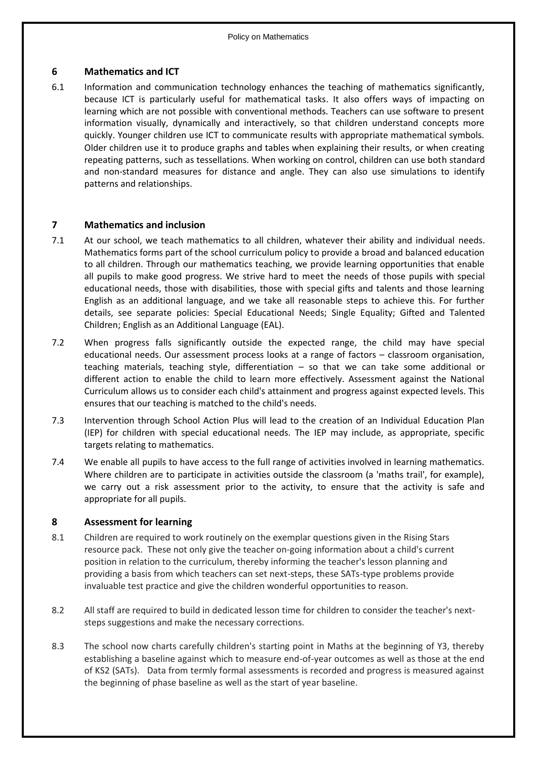## 6 Mathematics and ICT

6.1 Information and communication technology enhances the teaching of mathematics significantly, because ICT is particularly useful for mathematical tasks. It also offers ways of impacting on learning which are not possible with conventional methods. Teachers can use software to present information visually, dynamically and interactively, so that children understand concepts more quickly. Younger children use ICT to communicate results with appropriate mathematical symbols. Older children use it to produce graphs and tables when explaining their results, or when creating repeating patterns, such as tessellations. When working on control, children can use both standard and non-standard measures for distance and angle. They can also use simulations to identify patterns and relationships.

## 7 Mathematics and inclusion

7.1 At our school, we teach mathematics to all children, whatever their ability and individual needs. Mathematics forms part of the school curriculum policy to provide a broad and balanced education to all children. Through our mathematics teaching, we provide learning opportunities that enable all pupils to make good progress. We strive hard to meet the needs of those pupils with special educational needs, those with disabilities, those with special gifts and talents and those learning English as an additional language, and we take all reasonable steps to achieve this. For further details, see separate policies: Special Educational Needs; Single Equality; Gifted and Talented Children; English as an Additional Language (EAL).

7.2 When progress falls significantly outside the expected range, the child may have special educational needs. Our assessment process looks at a range of factors – classroom organisation, teaching materials, teaching style, differentiation – so that we can take some additional or different action to enable the child to learn more effectively. Assessment against the National Curriculum allows us to consider each child's attainment and progress against expected levels. This ensures that our teaching is matched to the child's needs.

7.3 Intervention through School Action Plus will lead to the creation of an Individual Education Plan (IEP) for children with special educational needs. The IEP may include, as appropriate, specific targets relating to mathematics.

7.4 We enable all pupils to have access to the full range of activities involved in learning mathematics. Where children are to participate in activities outside the classroom (a 'maths trail', for example), we carry out a risk assessment prior to the activity, to ensure that the activity is safe and appropriate for all pupils.

## 8 Assessment for learning

8.1 Children are required to work routinely on the exemplar questions given in the Rising Stars resource pack. These not only give the teacher on-going information about a child's current position in relation to the curriculum, thereby informing the teacher's lesson planning and providing a basis from which teachers can set next-steps, these SATs-type problems provide invaluable test practice and give the children wonderful opportunities to reason.

8.2 All staff are required to build in dedicated lesson time for children to consider the teacher's next-steps suggestions and make the necessary corrections.

8.3 The school now charts carefully children's starting point in Maths at the beginning of Y3, thereby establishing a baseline against which to measure end-of-year outcomes as well as those at the end of KS2 (SATs). Data from termly formal assessments is recorded and progress is measured against the beginning of phase baseline as well as the start of year baseline.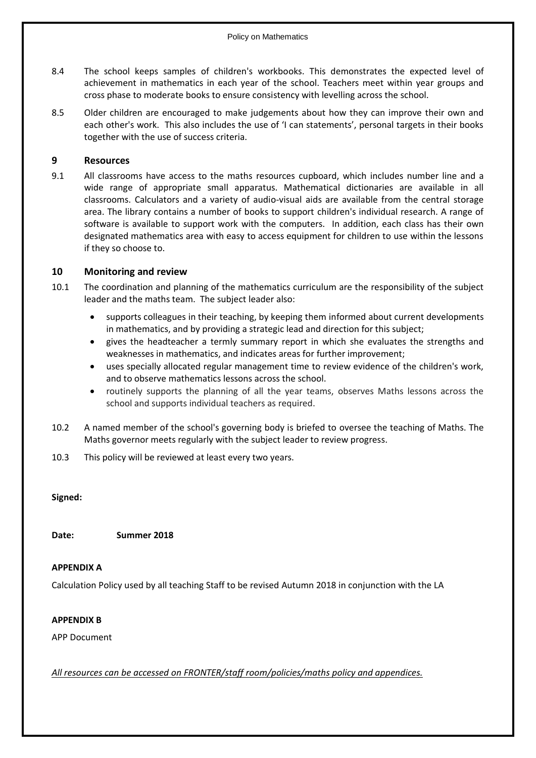8.4 The school keeps samples of children's workbooks. This demonstrates the expected level of achievement in mathematics in each year of the school. Teachers meet within year groups and cross phase to moderate books to ensure consistency with levelling across the school.

8.5 Older children are encouraged to make judgements about how they can improve their own and each other's work. This also includes the use of 'I can statements', personal targets in their books together with the use of success criteria.

## 9 Resources

9.1 All classrooms have access to the maths resources cupboard, which includes number line and a wide range of appropriate small apparatus. Mathematical dictionaries are available in all classrooms. Calculators and a variety of audio-visual aids are available from the central storage area. The library contains a number of books to support children's individual research. A range of software is available to support work with the computers. In addition, each class has their own designated mathematics area with easy to access equipment for children to use within the lessons if they so choose to.

## 10 Monitoring and review

10.1 The coordination and planning of the mathematics curriculum are the responsibility of the subject leader and the maths team. The subject leader also:

- supports colleagues in their teaching, by keeping them informed about current developments in mathematics, and by providing a strategic lead and direction for this subject;
- gives the headteacher a termly summary report in which she evaluates the strengths and weaknesses in mathematics, and indicates areas for further improvement;
- uses specially allocated regular management time to review evidence of the children's work, and to observe mathematics lessons across the school.
- routinely supports the planning of all the year teams, observes Maths lessons across the school and supports individual teachers as required.

10.2 A named member of the school's governing body is briefed to oversee the teaching of Maths. The Maths governor meets regularly with the subject leader to review progress.

10.3 This policy will be reviewed at least every two years.

**Signed:**

**Date:** **Summer 2018**

**APPENDIX A**

Calculation Policy used by all teaching Staff to be revised Autumn 2018 in conjunction with the LA

**APPENDIX B**

APP Document

*All resources can be accessed on FRONTER/staff room/policies/maths policy and appendices.*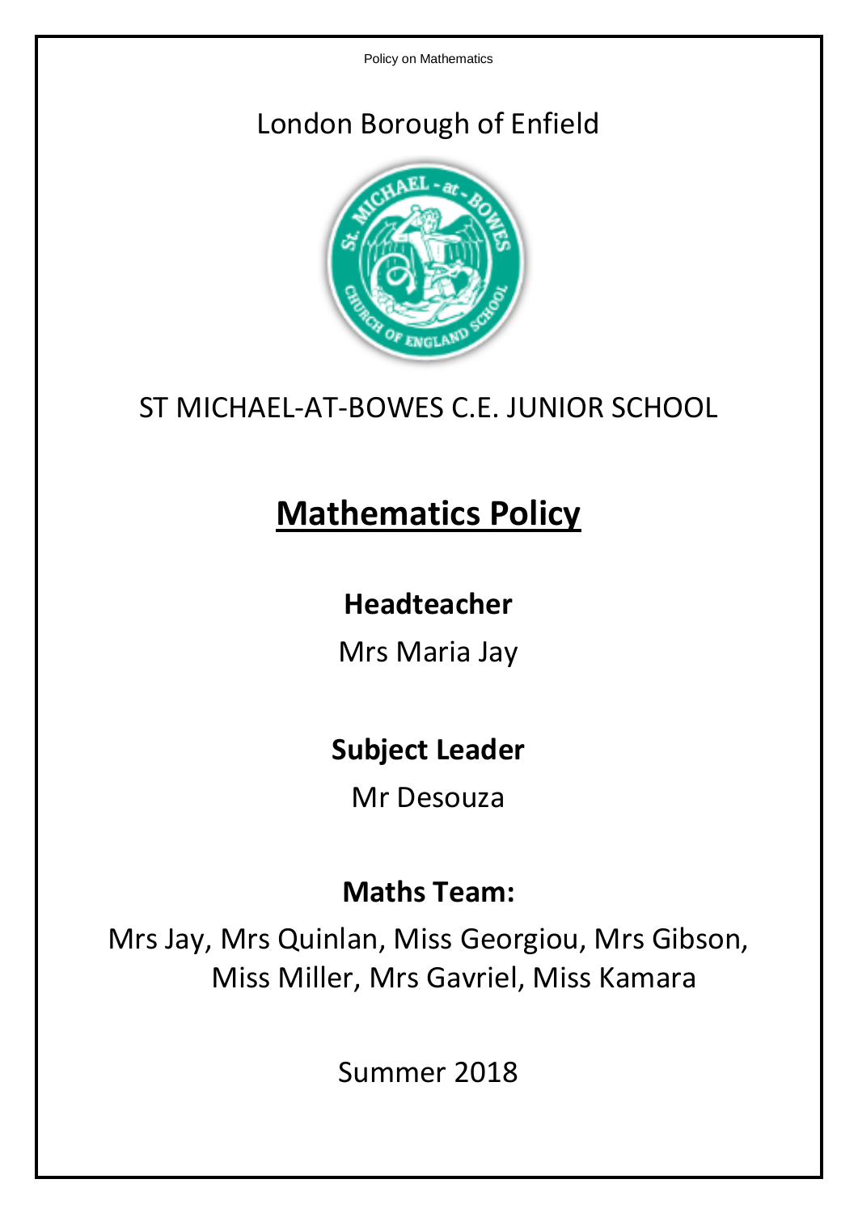London Borough of Enfield

ST MICHAEL-AT-BOWES C.E. JUNIOR SCHOOL

# Mathematics Policy

## Headteacher

Mrs Maria Jay

## Subject Leader

Mr Desouza

## Maths Team:

Mrs Jay, Mrs Quinlan, Miss Georgiou, Mrs Gibson, Miss Miller, Mrs Gavriel, Miss Kamara

Summer 2018